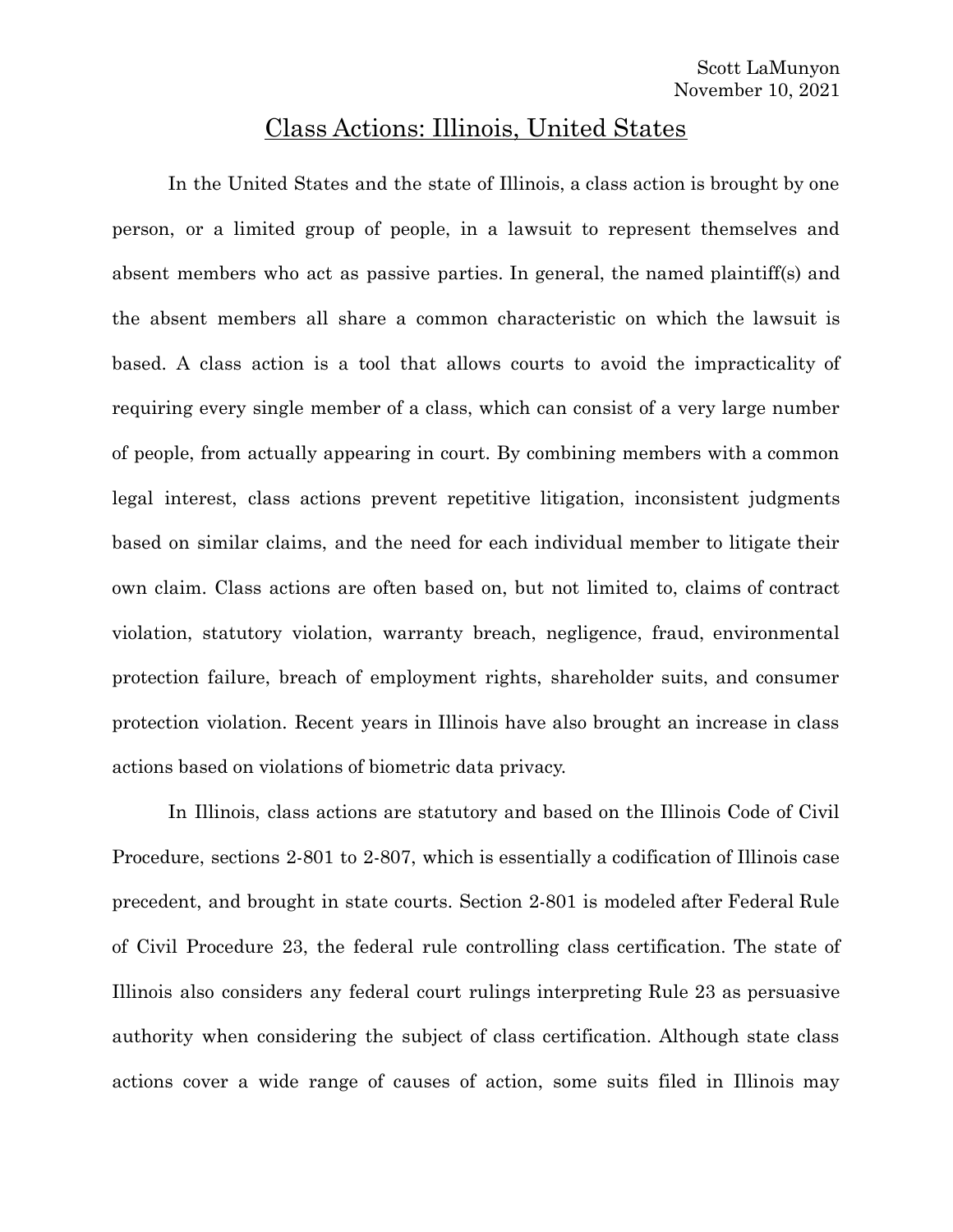Scott LaMunyon
November 10, 2021

# Class Actions: Illinois, United States

In the United States and the state of Illinois, a class action is brought by one person, or a limited group of people, in a lawsuit to represent themselves and absent members who act as passive parties. In general, the named plaintiff(s) and the absent members all share a common characteristic on which the lawsuit is based. A class action is a tool that allows courts to avoid the impracticality of requiring every single member of a class, which can consist of a very large number of people, from actually appearing in court. By combining members with a common legal interest, class actions prevent repetitive litigation, inconsistent judgments based on similar claims, and the need for each individual member to litigate their own claim. Class actions are often based on, but not limited to, claims of contract violation, statutory violation, warranty breach, negligence, fraud, environmental protection failure, breach of employment rights, shareholder suits, and consumer protection violation. Recent years in Illinois have also brought an increase in class actions based on violations of biometric data privacy.

In Illinois, class actions are statutory and based on the Illinois Code of Civil Procedure, sections 2-801 to 2-807, which is essentially a codification of Illinois case precedent, and brought in state courts. Section 2-801 is modeled after Federal Rule of Civil Procedure 23, the federal rule controlling class certification. The state of Illinois also considers any federal court rulings interpreting Rule 23 as persuasive authority when considering the subject of class certification. Although state class actions cover a wide range of causes of action, some suits filed in Illinois may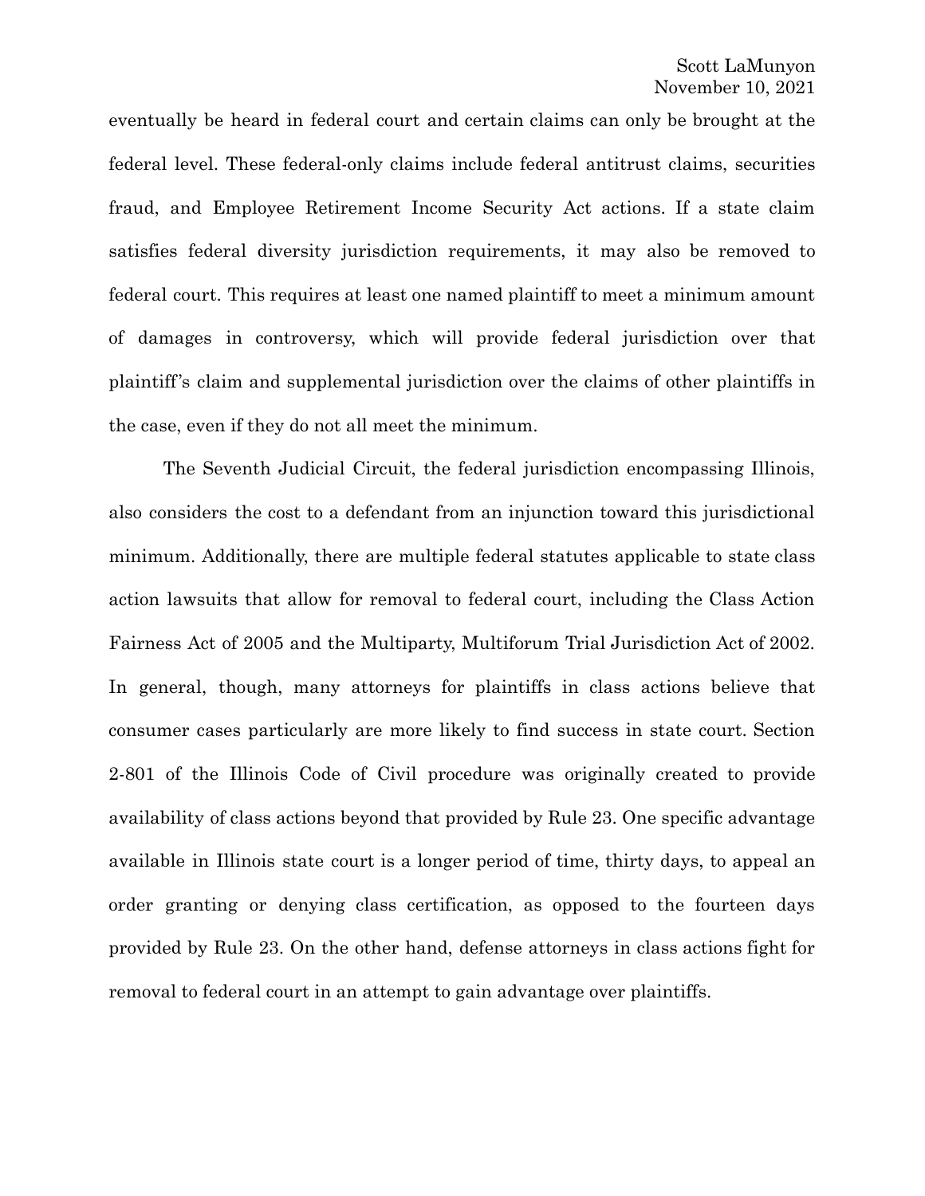eventually be heard in federal court and certain claims can only be brought at the federal level. These federal-only claims include federal antitrust claims, securities fraud, and Employee Retirement Income Security Act actions. If a state claim satisfies federal diversity jurisdiction requirements, it may also be removed to federal court. This requires at least one named plaintiff to meet a minimum amount of damages in controversy, which will provide federal jurisdiction over that plaintiff's claim and supplemental jurisdiction over the claims of other plaintiffs in the case, even if they do not all meet the minimum.

The Seventh Judicial Circuit, the federal jurisdiction encompassing Illinois, also considers the cost to a defendant from an injunction toward this jurisdictional minimum. Additionally, there are multiple federal statutes applicable to state class action lawsuits that allow for removal to federal court, including the Class Action Fairness Act of 2005 and the Multiparty, Multiforum Trial Jurisdiction Act of 2002. In general, though, many attorneys for plaintiffs in class actions believe that consumer cases particularly are more likely to find success in state court. Section 2-801 of the Illinois Code of Civil procedure was originally created to provide availability of class actions beyond that provided by Rule 23. One specific advantage available in Illinois state court is a longer period of time, thirty days, to appeal an order granting or denying class certification, as opposed to the fourteen days provided by Rule 23. On the other hand, defense attorneys in class actions fight for removal to federal court in an attempt to gain advantage over plaintiffs.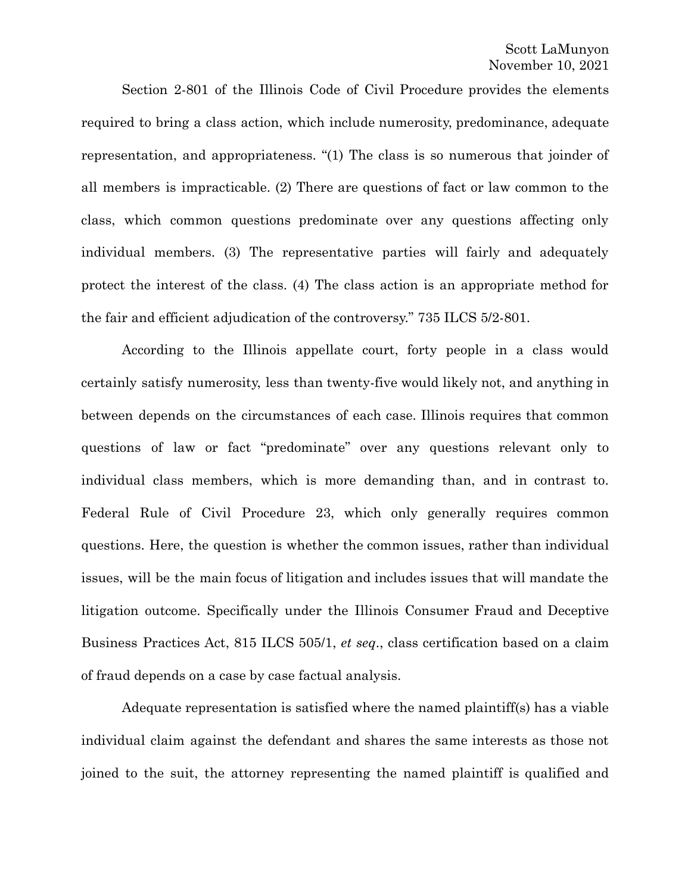Section 2-801 of the Illinois Code of Civil Procedure provides the elements required to bring a class action, which include numerosity, predominance, adequate representation, and appropriateness. "(1) The class is so numerous that joinder of all members is impracticable. (2) There are questions of fact or law common to the class, which common questions predominate over any questions affecting only individual members. (3) The representative parties will fairly and adequately protect the interest of the class. (4) The class action is an appropriate method for the fair and efficient adjudication of the controversy." 735 ILCS 5/2-801.

According to the Illinois appellate court, forty people in a class would certainly satisfy numerosity, less than twenty-five would likely not, and anything in between depends on the circumstances of each case. Illinois requires that common questions of law or fact "predominate" over any questions relevant only to individual class members, which is more demanding than, and in contrast to. Federal Rule of Civil Procedure 23, which only generally requires common questions. Here, the question is whether the common issues, rather than individual issues, will be the main focus of litigation and includes issues that will mandate the litigation outcome. Specifically under the Illinois Consumer Fraud and Deceptive Business Practices Act, 815 ILCS 505/1, *et seq*., class certification based on a claim of fraud depends on a case by case factual analysis.

Adequate representation is satisfied where the named plaintiff(s) has a viable individual claim against the defendant and shares the same interests as those not joined to the suit, the attorney representing the named plaintiff is qualified and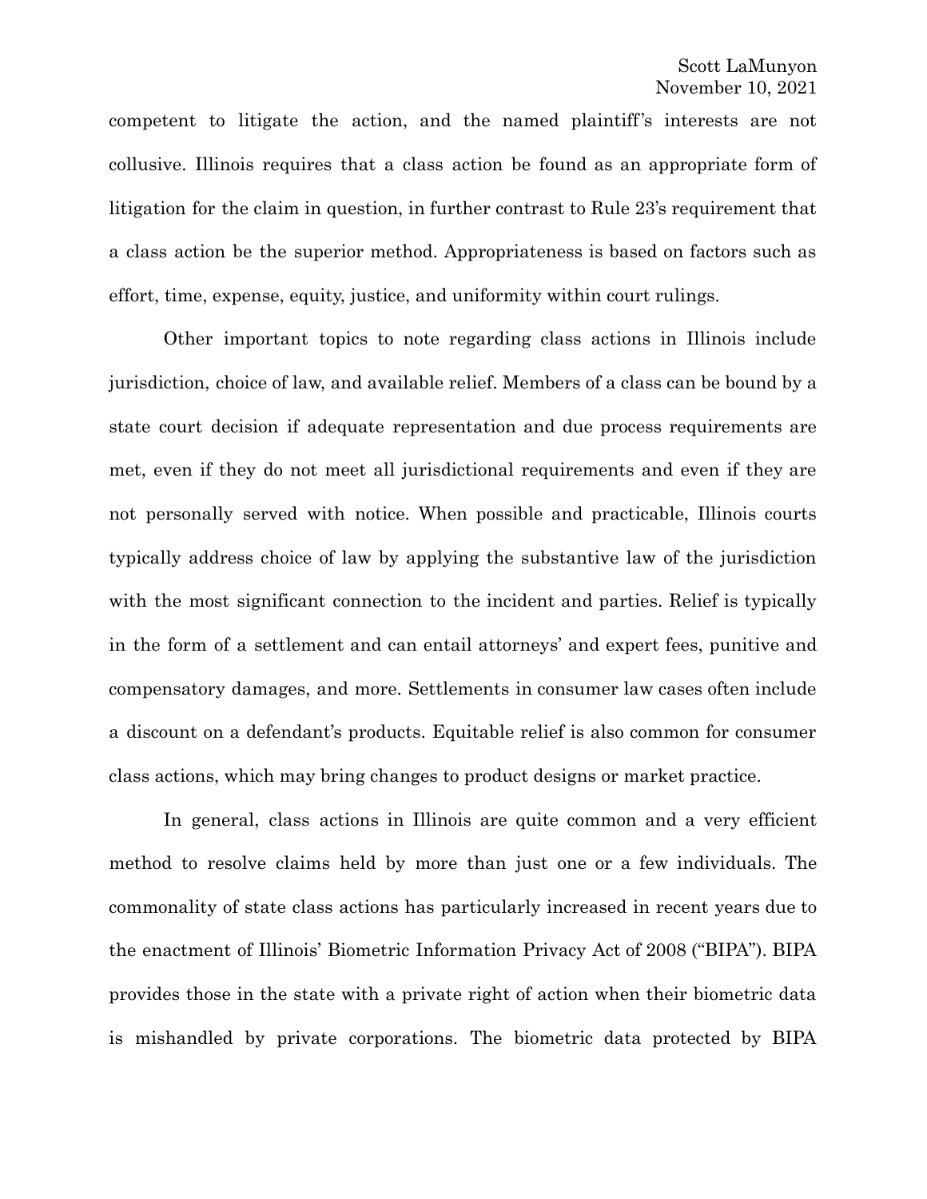competent to litigate the action, and the named plaintiff's interests are not collusive. Illinois requires that a class action be found as an appropriate form of litigation for the claim in question, in further contrast to Rule 23's requirement that a class action be the superior method. Appropriateness is based on factors such as effort, time, expense, equity, justice, and uniformity within court rulings.

Other important topics to note regarding class actions in Illinois include jurisdiction, choice of law, and available relief. Members of a class can be bound by a state court decision if adequate representation and due process requirements are met, even if they do not meet all jurisdictional requirements and even if they are not personally served with notice. When possible and practicable, Illinois courts typically address choice of law by applying the substantive law of the jurisdiction with the most significant connection to the incident and parties. Relief is typically in the form of a settlement and can entail attorneys' and expert fees, punitive and compensatory damages, and more. Settlements in consumer law cases often include a discount on a defendant's products. Equitable relief is also common for consumer class actions, which may bring changes to product designs or market practice.

In general, class actions in Illinois are quite common and a very efficient method to resolve claims held by more than just one or a few individuals. The commonality of state class actions has particularly increased in recent years due to the enactment of Illinois' Biometric Information Privacy Act of 2008 ("BIPA"). BIPA provides those in the state with a private right of action when their biometric data is mishandled by private corporations. The biometric data protected by BIPA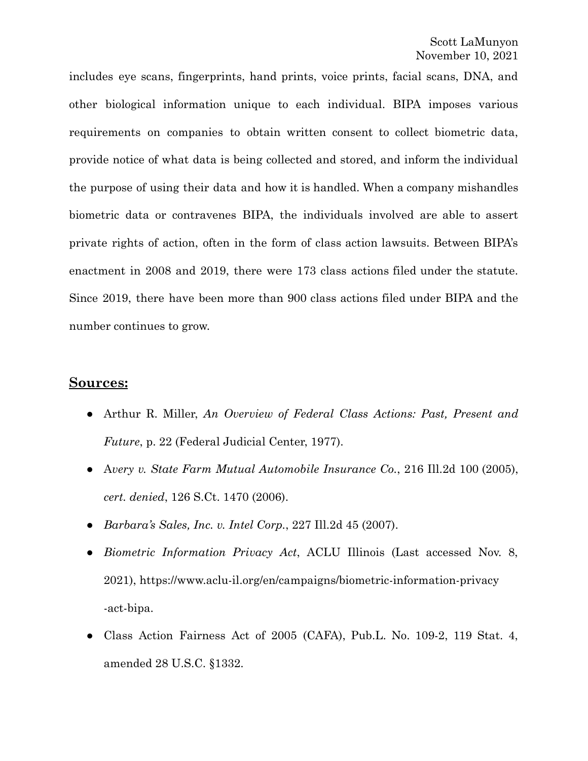includes eye scans, fingerprints, hand prints, voice prints, facial scans, DNA, and other biological information unique to each individual. BIPA imposes various requirements on companies to obtain written consent to collect biometric data, provide notice of what data is being collected and stored, and inform the individual the purpose of using their data and how it is handled. When a company mishandles biometric data or contravenes BIPA, the individuals involved are able to assert private rights of action, often in the form of class action lawsuits. Between BIPA's enactment in 2008 and 2019, there were 173 class actions filed under the statute. Since 2019, there have been more than 900 class actions filed under BIPA and the number continues to grow.

## **Sources:**

- Arthur R. Miller, *An Overview of Federal Class Actions: Past, Present and Future*, p. 22 (Federal Judicial Center, 1977).
- A*very v. State Farm Mutual Automobile Insurance Co.*, 216 Ill.2d 100 (2005), *cert. denied*, 126 S.Ct. 1470 (2006).
- *Barbara's Sales, Inc. v. Intel Corp.*, 227 Ill.2d 45 (2007).
- *Biometric Information Privacy Act*, ACLU Illinois (Last accessed Nov. 8, 2021), https://www.aclu-il.org/en/campaigns/biometric-information-privacy-act-bipa.
- Class Action Fairness Act of 2005 (CAFA), Pub.L. No. 109-2, 119 Stat. 4, amended 28 U.S.C. §1332.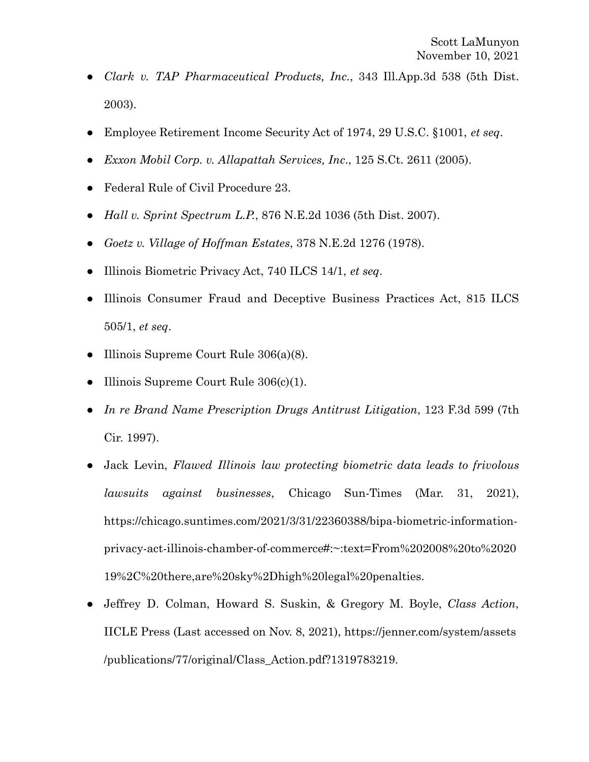- *Clark v. TAP Pharmaceutical Products, Inc.*, 343 Ill.App.3d 538 (5th Dist. 2003).
- Employee Retirement Income Security Act of 1974, 29 U.S.C. §1001, *et seq*.
- *Exxon Mobil Corp. v. Allapattah Services, Inc*., 125 S.Ct. 2611 (2005).
- Federal Rule of Civil Procedure 23.
- *Hall v. Sprint Spectrum L.P.*, 876 N.E.2d 1036 (5th Dist. 2007).
- *Goetz v. Village of Hoffman Estates*, 378 N.E.2d 1276 (1978).
- Illinois Biometric Privacy Act, 740 ILCS 14/1, *et seq*.
- Illinois Consumer Fraud and Deceptive Business Practices Act, 815 ILCS 505/1, *et seq*.
- Illinois Supreme Court Rule 306(a)(8).
- Illinois Supreme Court Rule 306(c)(1).
- *In re Brand Name Prescription Drugs Antitrust Litigation*, 123 F.3d 599 (7th Cir. 1997).
- Jack Levin, *Flawed Illinois law protecting biometric data leads to frivolous lawsuits against businesses*, Chicago Sun-Times (Mar. 31, 2021), https://chicago.suntimes.com/2021/3/31/22360388/bipa-biometric-information-privacy-act-illinois-chamber-of-commerce#:~:text=From%202008%20to%202019%2C%20there,are%20sky%2Dhigh%20legal%20penalties.
- Jeffrey D. Colman, Howard S. Suskin, & Gregory M. Boyle, *Class Action*, IICLE Press (Last accessed on Nov. 8, 2021), https://jenner.com/system/assets/publications/77/original/Class_Action.pdf?1319783219.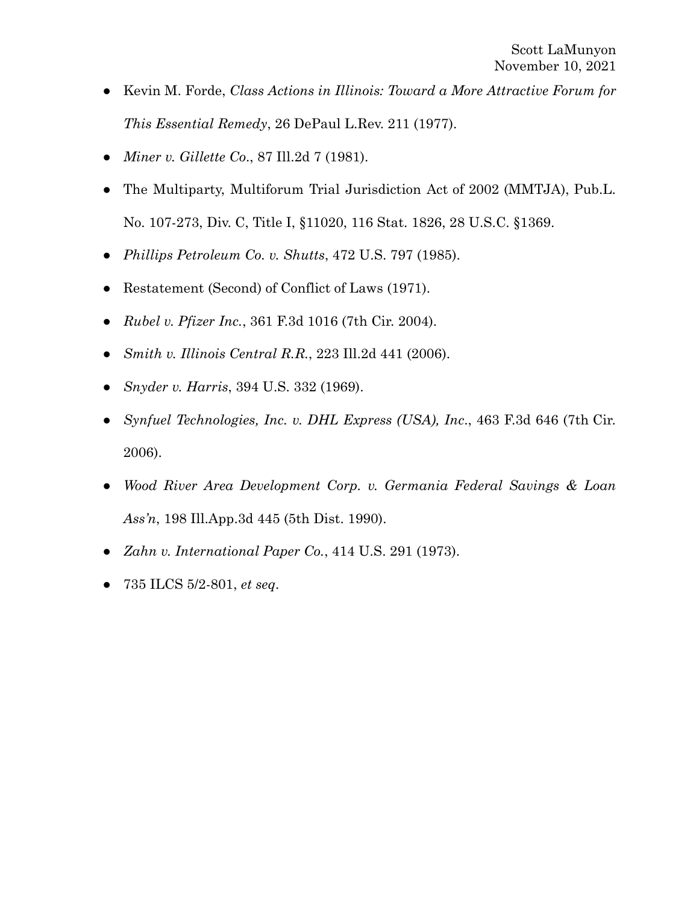- Kevin M. Forde, *Class Actions in Illinois: Toward a More Attractive Forum for This Essential Remedy*, 26 DePaul L.Rev. 211 (1977).
- *Miner v. Gillette Co.*, 87 Ill.2d 7 (1981).
- The Multiparty, Multiforum Trial Jurisdiction Act of 2002 (MMTJA), Pub.L. No. 107-273, Div. C, Title I, §11020, 116 Stat. 1826, 28 U.S.C. §1369.
- *Phillips Petroleum Co. v. Shutts*, 472 U.S. 797 (1985).
- Restatement (Second) of Conflict of Laws (1971).
- *Rubel v. Pfizer Inc.*, 361 F.3d 1016 (7th Cir. 2004).
- *Smith v. Illinois Central R.R.*, 223 Ill.2d 441 (2006).
- *Snyder v. Harris*, 394 U.S. 332 (1969).
- *Synfuel Technologies, Inc. v. DHL Express (USA), Inc.*, 463 F.3d 646 (7th Cir. 2006).
- *Wood River Area Development Corp. v. Germania Federal Savings & Loan Ass'n*, 198 Ill.App.3d 445 (5th Dist. 1990).
- *Zahn v. International Paper Co.*, 414 U.S. 291 (1973).
- 735 ILCS 5/2-801, *et seq*.